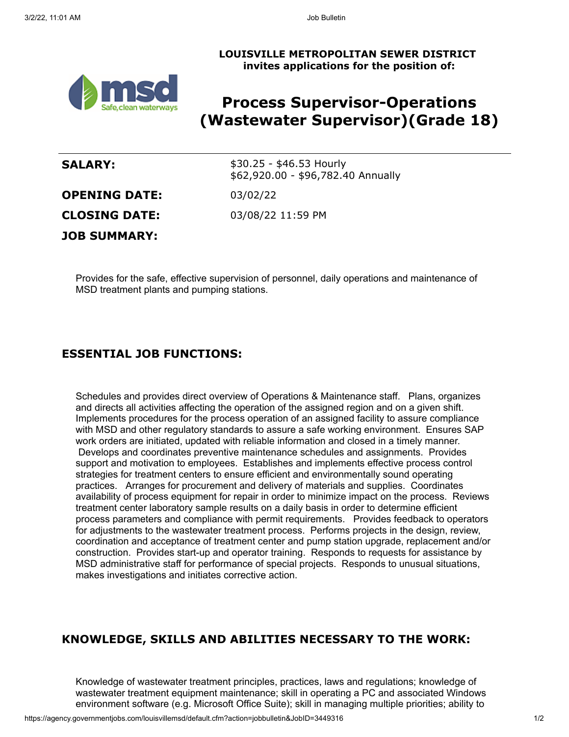**LOUISVILLE METROPOLITAN SEWER DISTRICT**
**invites applications for the position of:**

# Process Supervisor-Operations (Wastewater Supervisor)(Grade 18)

| | |
|---|---|
| **SALARY:** | $30.25 - $46.53 Hourly<br>$62,920.00 - $96,782.40 Annually |
| **OPENING DATE:** | 03/02/22 |
| **CLOSING DATE:** | 03/08/22 11:59 PM |

**JOB SUMMARY:**

Provides for the safe, effective supervision of personnel, daily operations and maintenance of MSD treatment plants and pumping stations.

## ESSENTIAL JOB FUNCTIONS:

Schedules and provides direct overview of Operations & Maintenance staff. Plans, organizes and directs all activities affecting the operation of the assigned region and on a given shift. Implements procedures for the process operation of an assigned facility to assure compliance with MSD and other regulatory standards to assure a safe working environment. Ensures SAP work orders are initiated, updated with reliable information and closed in a timely manner. Develops and coordinates preventive maintenance schedules and assignments. Provides support and motivation to employees. Establishes and implements effective process control strategies for treatment centers to ensure efficient and environmentally sound operating practices. Arranges for procurement and delivery of materials and supplies. Coordinates availability of process equipment for repair in order to minimize impact on the process. Reviews treatment center laboratory sample results on a daily basis in order to determine efficient process parameters and compliance with permit requirements. Provides feedback to operators for adjustments to the wastewater treatment process. Performs projects in the design, review, coordination and acceptance of treatment center and pump station upgrade, replacement and/or construction. Provides start-up and operator training. Responds to requests for assistance by MSD administrative staff for performance of special projects. Responds to unusual situations, makes investigations and initiates corrective action.

## KNOWLEDGE, SKILLS AND ABILITIES NECESSARY TO THE WORK:

Knowledge of wastewater treatment principles, practices, laws and regulations; knowledge of wastewater treatment equipment maintenance; skill in operating a PC and associated Windows environment software (e.g. Microsoft Office Suite); skill in managing multiple priorities; ability to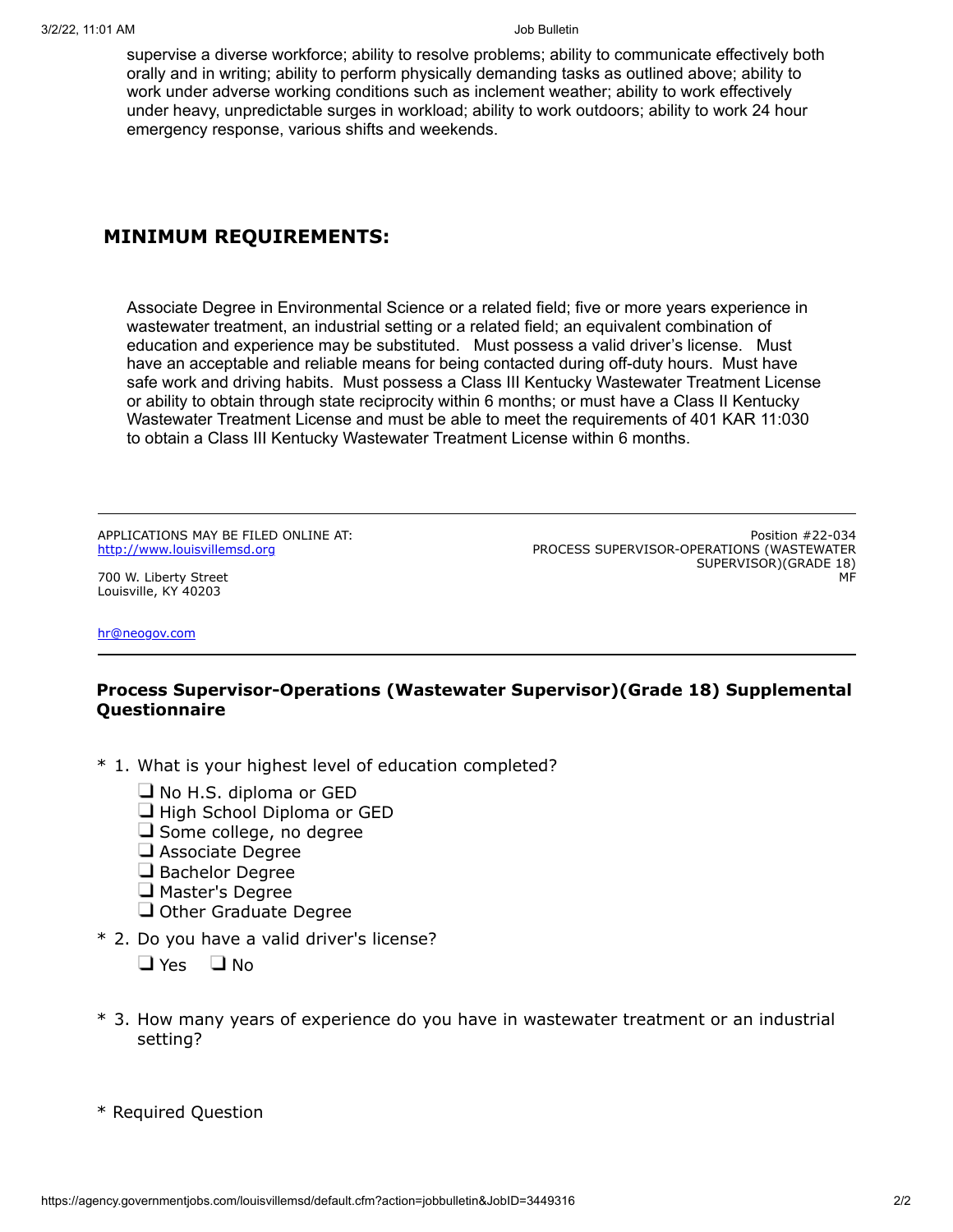supervise a diverse workforce; ability to resolve problems; ability to communicate effectively both orally and in writing; ability to perform physically demanding tasks as outlined above; ability to work under adverse working conditions such as inclement weather; ability to work effectively under heavy, unpredictable surges in workload; ability to work outdoors; ability to work 24 hour emergency response, various shifts and weekends.

## MINIMUM REQUIREMENTS:

Associate Degree in Environmental Science or a related field; five or more years experience in wastewater treatment, an industrial setting or a related field; an equivalent combination of education and experience may be substituted. Must possess a valid driver's license. Must have an acceptable and reliable means for being contacted during off-duty hours. Must have safe work and driving habits. Must possess a Class III Kentucky Wastewater Treatment License or ability to obtain through state reciprocity within 6 months; or must have a Class II Kentucky Wastewater Treatment License and must be able to meet the requirements of 401 KAR 11:030 to obtain a Class III Kentucky Wastewater Treatment License within 6 months.

---

APPLICATIONS MAY BE FILED ONLINE AT:
http://www.louisvillemsd.org

700 W. Liberty Street
Louisville, KY 40203

hr@neogov.com

Position #22-034
PROCESS SUPERVISOR-OPERATIONS (WASTEWATER SUPERVISOR)(GRADE 18)
MF

---

### Process Supervisor-Operations (Wastewater Supervisor)(Grade 18) Supplemental Questionnaire

\* 1. What is your highest level of education completed?

- ❑ No H.S. diploma or GED
- ❑ High School Diploma or GED
- ❑ Some college, no degree
- ❑ Associate Degree
- ❑ Bachelor Degree
- ❑ Master's Degree
- ❑ Other Graduate Degree

\* 2. Do you have a valid driver's license?

❑ Yes ❑ No

\* 3. How many years of experience do you have in wastewater treatment or an industrial setting?

\* Required Question